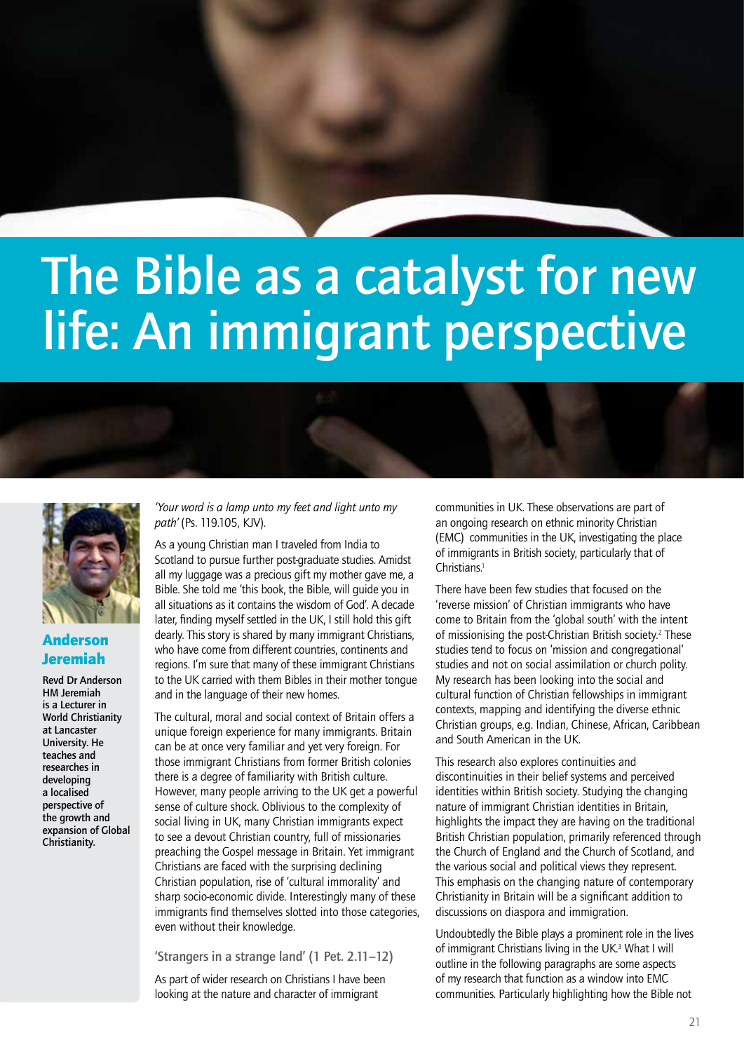# The Bible as a catalyst for new life: An immigrant perspective

## Anderson Jeremiah

**Revd Dr Anderson HM Jeremiah is a Lecturer in World Christianity at Lancaster University. He teaches and researches in developing a localised perspective of the growth and expansion of Global Christianity.**

*'Your word is a lamp unto my feet and light unto my path'* (Ps. 119.105, KJV).

As a young Christian man I traveled from India to Scotland to pursue further post-graduate studies. Amidst all my luggage was a precious gift my mother gave me, a Bible. She told me 'this book, the Bible, will guide you in all situations as it contains the wisdom of God'. A decade later, finding myself settled in the UK, I still hold this gift dearly. This story is shared by many immigrant Christians, who have come from different countries, continents and regions. I'm sure that many of these immigrant Christians to the UK carried with them Bibles in their mother tongue and in the language of their new homes.

The cultural, moral and social context of Britain offers a unique foreign experience for many immigrants. Britain can be at once very familiar and yet very foreign. For those immigrant Christians from former British colonies there is a degree of familiarity with British culture. However, many people arriving to the UK get a powerful sense of culture shock. Oblivious to the complexity of social living in UK, many Christian immigrants expect to see a devout Christian country, full of missionaries preaching the Gospel message in Britain. Yet immigrant Christians are faced with the surprising declining Christian population, rise of 'cultural immorality' and sharp socio-economic divide. Interestingly many of these immigrants find themselves slotted into those categories, even without their knowledge.

### 'Strangers in a strange land' (1 Pet. 2.11–12)

As part of wider research on Christians I have been looking at the nature and character of immigrant communities in UK. These observations are part of an ongoing research on ethnic minority Christian (EMC) communities in the UK, investigating the place of immigrants in British society, particularly that of Christians.[1]

There have been few studies that focused on the 'reverse mission' of Christian immigrants who have come to Britain from the 'global south' with the intent of missionising the post-Christian British society.[2] These studies tend to focus on 'mission and congregational' studies and not on social assimilation or church polity. My research has been looking into the social and cultural function of Christian fellowships in immigrant contexts, mapping and identifying the diverse ethnic Christian groups, e.g. Indian, Chinese, African, Caribbean and South American in the UK.

This research also explores continuities and discontinuities in their belief systems and perceived identities within British society. Studying the changing nature of immigrant Christian identities in Britain, highlights the impact they are having on the traditional British Christian population, primarily referenced through the Church of England and the Church of Scotland, and the various social and political views they represent. This emphasis on the changing nature of contemporary Christianity in Britain will be a significant addition to discussions on diaspora and immigration.

Undoubtedly the Bible plays a prominent role in the lives of immigrant Christians living in the UK.[3] What I will outline in the following paragraphs are some aspects of my research that function as a window into EMC communities. Particularly highlighting how the Bible not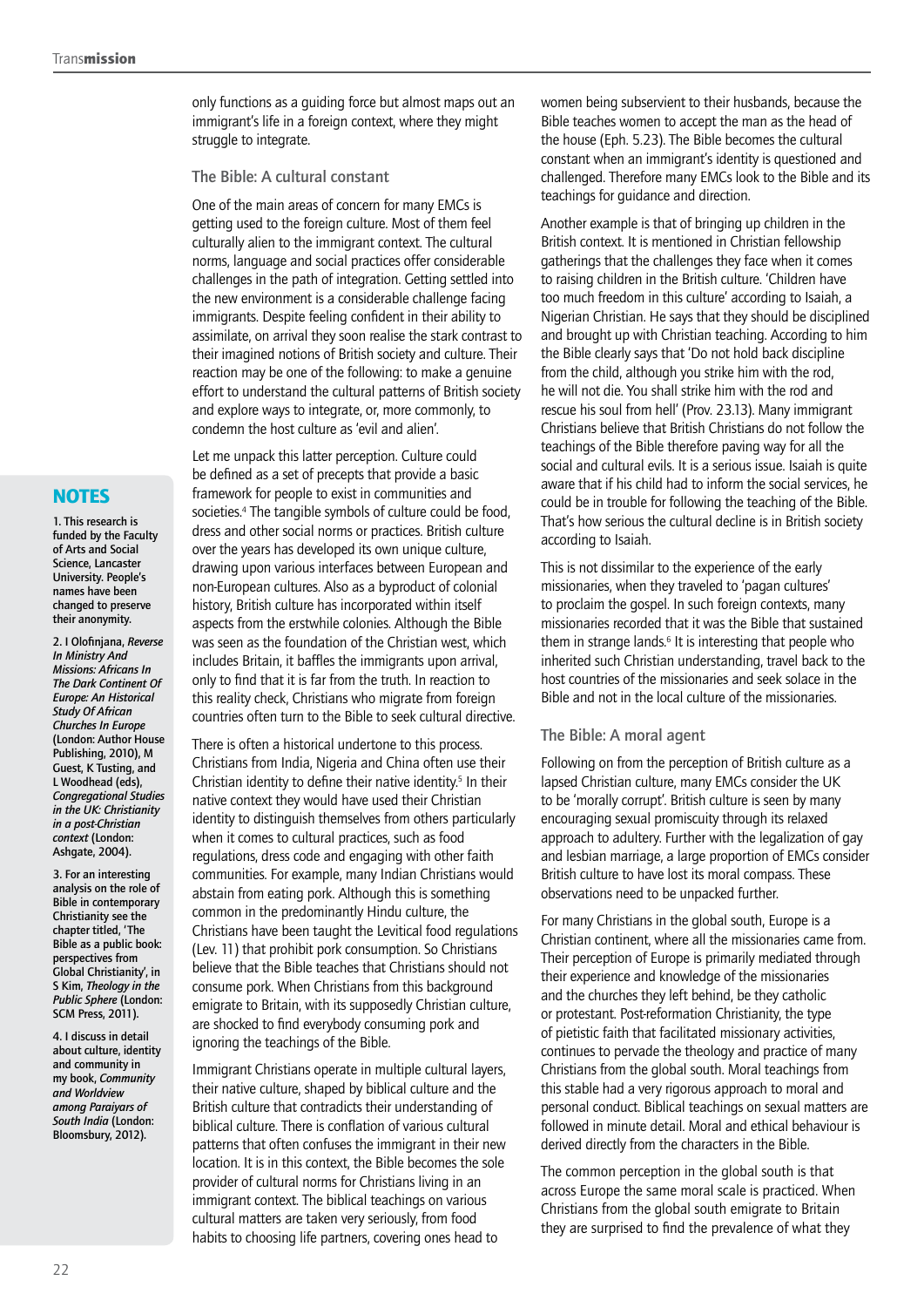only functions as a guiding force but almost maps out an immigrant's life in a foreign context, where they might struggle to integrate.

### The Bible: A cultural constant

One of the main areas of concern for many EMCs is getting used to the foreign culture. Most of them feel culturally alien to the immigrant context. The cultural norms, language and social practices offer considerable challenges in the path of integration. Getting settled into the new environment is a considerable challenge facing immigrants. Despite feeling confident in their ability to assimilate, on arrival they soon realise the stark contrast to their imagined notions of British society and culture. Their reaction may be one of the following: to make a genuine effort to understand the cultural patterns of British society and explore ways to integrate, or, more commonly, to condemn the host culture as 'evil and alien'.

Let me unpack this latter perception. Culture could be defined as a set of precepts that provide a basic framework for people to exist in communities and societies.[4] The tangible symbols of culture could be food, dress and other social norms or practices. British culture over the years has developed its own unique culture, drawing upon various interfaces between European and non-European cultures. Also as a byproduct of colonial history, British culture has incorporated within itself aspects from the erstwhile colonies. Although the Bible was seen as the foundation of the Christian west, which includes Britain, it baffles the immigrants upon arrival, only to find that it is far from the truth. In reaction to this reality check, Christians who migrate from foreign countries often turn to the Bible to seek cultural directive.

There is often a historical undertone to this process. Christians from India, Nigeria and China often use their Christian identity to define their native identity.[5] In their native context they would have used their Christian identity to distinguish themselves from others particularly when it comes to cultural practices, such as food regulations, dress code and engaging with other faith communities. For example, many Indian Christians would abstain from eating pork. Although this is something common in the predominantly Hindu culture, the Christians have been taught the Levitical food regulations (Lev. 11) that prohibit pork consumption. So Christians believe that the Bible teaches that Christians should not consume pork. When Christians from this background emigrate to Britain, with its supposedly Christian culture, are shocked to find everybody consuming pork and ignoring the teachings of the Bible.

Immigrant Christians operate in multiple cultural layers, their native culture, shaped by biblical culture and the British culture that contradicts their understanding of biblical culture. There is conflation of various cultural patterns that often confuses the immigrant in their new location. It is in this context, the Bible becomes the sole provider of cultural norms for Christians living in an immigrant context. The biblical teachings on various cultural matters are taken very seriously, from food habits to choosing life partners, covering ones head to women being subservient to their husbands, because the Bible teaches women to accept the man as the head of the house (Eph. 5.23). The Bible becomes the cultural constant when an immigrant's identity is questioned and challenged. Therefore many EMCs look to the Bible and its teachings for guidance and direction.

Another example is that of bringing up children in the British context. It is mentioned in Christian fellowship gatherings that the challenges they face when it comes to raising children in the British culture. 'Children have too much freedom in this culture' according to Isaiah, a Nigerian Christian. He says that they should be disciplined and brought up with Christian teaching. According to him the Bible clearly says that 'Do not hold back discipline from the child, although you strike him with the rod, he will not die. You shall strike him with the rod and rescue his soul from hell' (Prov. 23.13). Many immigrant Christians believe that British Christians do not follow the teachings of the Bible therefore paving way for all the social and cultural evils. It is a serious issue. Isaiah is quite aware that if his child had to inform the social services, he could be in trouble for following the teaching of the Bible. That's how serious the cultural decline is in British society according to Isaiah.

This is not dissimilar to the experience of the early missionaries, when they traveled to 'pagan cultures' to proclaim the gospel. In such foreign contexts, many missionaries recorded that it was the Bible that sustained them in strange lands.[6] It is interesting that people who inherited such Christian understanding, travel back to the host countries of the missionaries and seek solace in the Bible and not in the local culture of the missionaries.

### The Bible: A moral agent

Following on from the perception of British culture as a lapsed Christian culture, many EMCs consider the UK to be 'morally corrupt'. British culture is seen by many encouraging sexual promiscuity through its relaxed approach to adultery. Further with the legalization of gay and lesbian marriage, a large proportion of EMCs consider British culture to have lost its moral compass. These observations need to be unpacked further.

For many Christians in the global south, Europe is a Christian continent, where all the missionaries came from. Their perception of Europe is primarily mediated through their experience and knowledge of the missionaries and the churches they left behind, be they catholic or protestant. Post-reformation Christianity, the type of pietistic faith that facilitated missionary activities, continues to pervade the theology and practice of many Christians from the global south. Moral teachings from this stable had a very rigorous approach to moral and personal conduct. Biblical teachings on sexual matters are followed in minute detail. Moral and ethical behaviour is derived directly from the characters in the Bible.

The common perception in the global south is that across Europe the same moral scale is practiced. When Christians from the global south emigrate to Britain they are surprised to find the prevalence of what they

## NOTES

1. This research is funded by the Faculty of Arts and Social Science, Lancaster University. People's names have been changed to preserve their anonymity.

2. I Olofinjana, *Reverse In Ministry And Missions: Africans In The Dark Continent Of Europe: An Historical Study Of African Churches In Europe* (London: Author House Publishing, 2010), M Guest, K Tusting, and L Woodhead (eds), *Congregational Studies in the UK: Christianity in a post-Christian context* (London: Ashgate, 2004).

3. For an interesting analysis on the role of Bible in contemporary Christianity see the chapter titled, 'The Bible as a public book: perspectives from Global Christianity', in S Kim, *Theology in the Public Sphere* (London: SCM Press, 2011).

4. I discuss in detail about culture, identity and community in my book, *Community and Worldview among Paraiyars of South India* (London: Bloomsbury, 2012).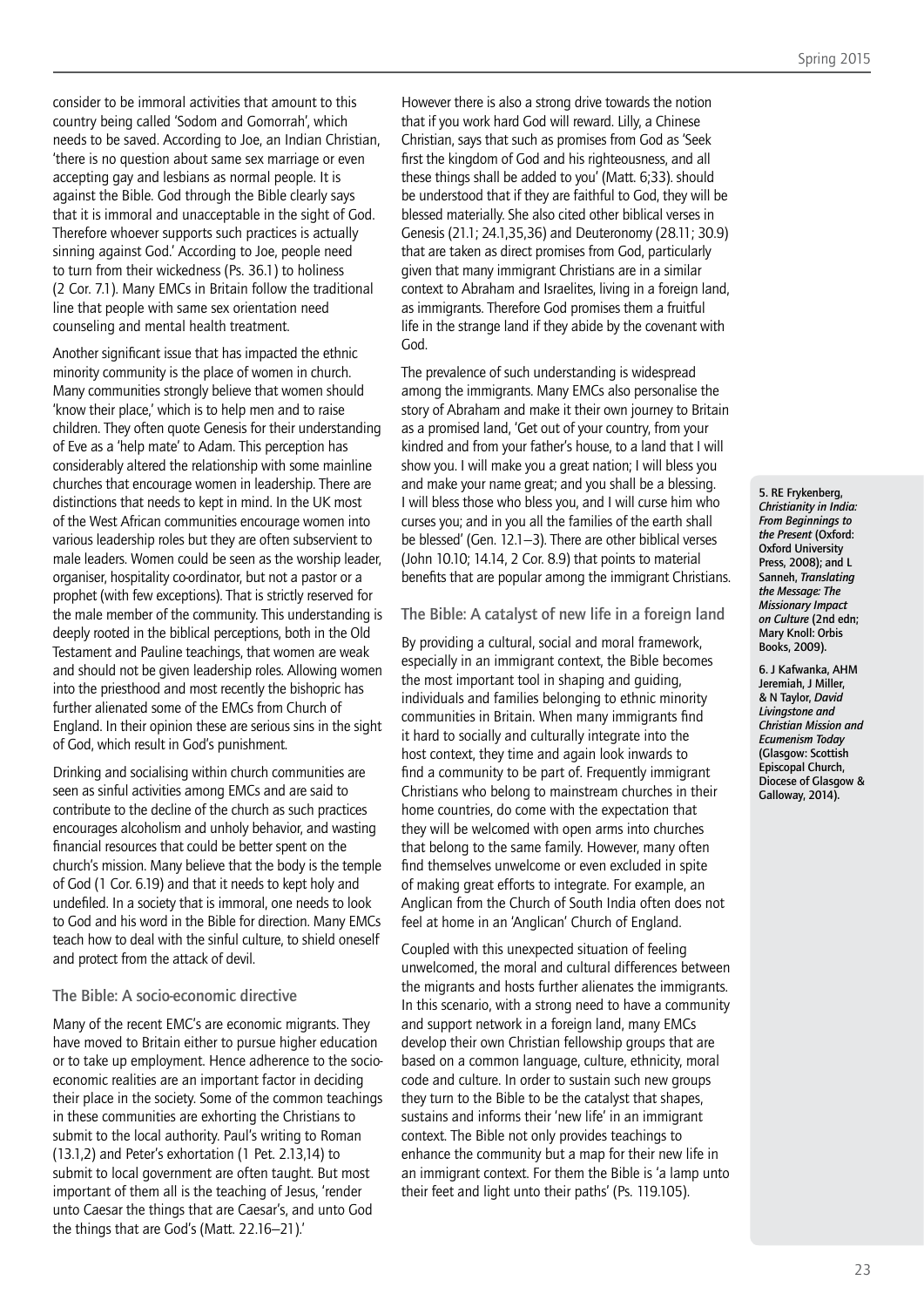consider to be immoral activities that amount to this country being called 'Sodom and Gomorrah', which needs to be saved. According to Joe, an Indian Christian, 'there is no question about same sex marriage or even accepting gay and lesbians as normal people. It is against the Bible. God through the Bible clearly says that it is immoral and unacceptable in the sight of God. Therefore whoever supports such practices is actually sinning against God.' According to Joe, people need to turn from their wickedness (Ps. 36.1) to holiness (2 Cor. 7.1). Many EMCs in Britain follow the traditional line that people with same sex orientation need counseling and mental health treatment.

Another significant issue that has impacted the ethnic minority community is the place of women in church. Many communities strongly believe that women should 'know their place,' which is to help men and to raise children. They often quote Genesis for their understanding of Eve as a 'help mate' to Adam. This perception has considerably altered the relationship with some mainline churches that encourage women in leadership. There are distinctions that needs to kept in mind. In the UK most of the West African communities encourage women into various leadership roles but they are often subservient to male leaders. Women could be seen as the worship leader, organiser, hospitality co-ordinator, but not a pastor or a prophet (with few exceptions). That is strictly reserved for the male member of the community. This understanding is deeply rooted in the biblical perceptions, both in the Old Testament and Pauline teachings, that women are weak and should not be given leadership roles. Allowing women into the priesthood and most recently the bishopric has further alienated some of the EMCs from Church of England. In their opinion these are serious sins in the sight of God, which result in God's punishment.

Drinking and socialising within church communities are seen as sinful activities among EMCs and are said to contribute to the decline of the church as such practices encourages alcoholism and unholy behavior, and wasting financial resources that could be better spent on the church's mission. Many believe that the body is the temple of God (1 Cor. 6.19) and that it needs to kept holy and undefiled. In a society that is immoral, one needs to look to God and his word in the Bible for direction. Many EMCs teach how to deal with the sinful culture, to shield oneself and protect from the attack of devil.

## The Bible: A socio-economic directive

Many of the recent EMC's are economic migrants. They have moved to Britain either to pursue higher education or to take up employment. Hence adherence to the socio-economic realities are an important factor in deciding their place in the society. Some of the common teachings in these communities are exhorting the Christians to submit to the local authority. Paul's writing to Roman (13.1,2) and Peter's exhortation (1 Pet. 2.13,14) to submit to local government are often taught. But most important of them all is the teaching of Jesus, 'render unto Caesar the things that are Caesar's, and unto God the things that are God's (Matt. 22.16–21).'

However there is also a strong drive towards the notion that if you work hard God will reward. Lilly, a Chinese Christian, says that such as promises from God as 'Seek first the kingdom of God and his righteousness, and all these things shall be added to you' (Matt. 6;33). should be understood that if they are faithful to God, they will be blessed materially. She also cited other biblical verses in Genesis (21.1; 24.1,35,36) and Deuteronomy (28.11; 30.9) that are taken as direct promises from God, particularly given that many immigrant Christians are in a similar context to Abraham and Israelites, living in a foreign land, as immigrants. Therefore God promises them a fruitful life in the strange land if they abide by the covenant with God.

The prevalence of such understanding is widespread among the immigrants. Many EMCs also personalise the story of Abraham and make it their own journey to Britain as a promised land, 'Get out of your country, from your kindred and from your father's house, to a land that I will show you. I will make you a great nation; I will bless you and make your name great; and you shall be a blessing. I will bless those who bless you, and I will curse him who curses you; and in you all the families of the earth shall be blessed' (Gen. 12.1–3). There are other biblical verses (John 10.10; 14.14, 2 Cor. 8.9) that points to material benefits that are popular among the immigrant Christians.

## The Bible: A catalyst of new life in a foreign land

By providing a cultural, social and moral framework, especially in an immigrant context, the Bible becomes the most important tool in shaping and guiding, individuals and families belonging to ethnic minority communities in Britain. When many immigrants find it hard to socially and culturally integrate into the host context, they time and again look inwards to find a community to be part of. Frequently immigrant Christians who belong to mainstream churches in their home countries, do come with the expectation that they will be welcomed with open arms into churches that belong to the same family. However, many often find themselves unwelcome or even excluded in spite of making great efforts to integrate. For example, an Anglican from the Church of South India often does not feel at home in an 'Anglican' Church of England.

Coupled with this unexpected situation of feeling unwelcomed, the moral and cultural differences between the migrants and hosts further alienates the immigrants. In this scenario, with a strong need to have a community and support network in a foreign land, many EMCs develop their own Christian fellowship groups that are based on a common language, culture, ethnicity, moral code and culture. In order to sustain such new groups they turn to the Bible to be the catalyst that shapes, sustains and informs their 'new life' in an immigrant context. The Bible not only provides teachings to enhance the community but a map for their new life in an immigrant context. For them the Bible is 'a lamp unto their feet and light unto their paths' (Ps. 119.105).

5. RE Frykenberg, *Christianity in India: From Beginnings to the Present* (Oxford: Oxford University Press, 2008); and L Sanneh, *Translating the Message: The Missionary Impact on Culture* (2nd edn; Mary Knoll: Orbis Books, 2009).

6. J Kafwanka, AHM Jeremiah, J Miller, & N Taylor, *David Livingstone and Christian Mission and Ecumenism Today* (Glasgow: Scottish Episcopal Church, Diocese of Glasgow & Galloway, 2014).